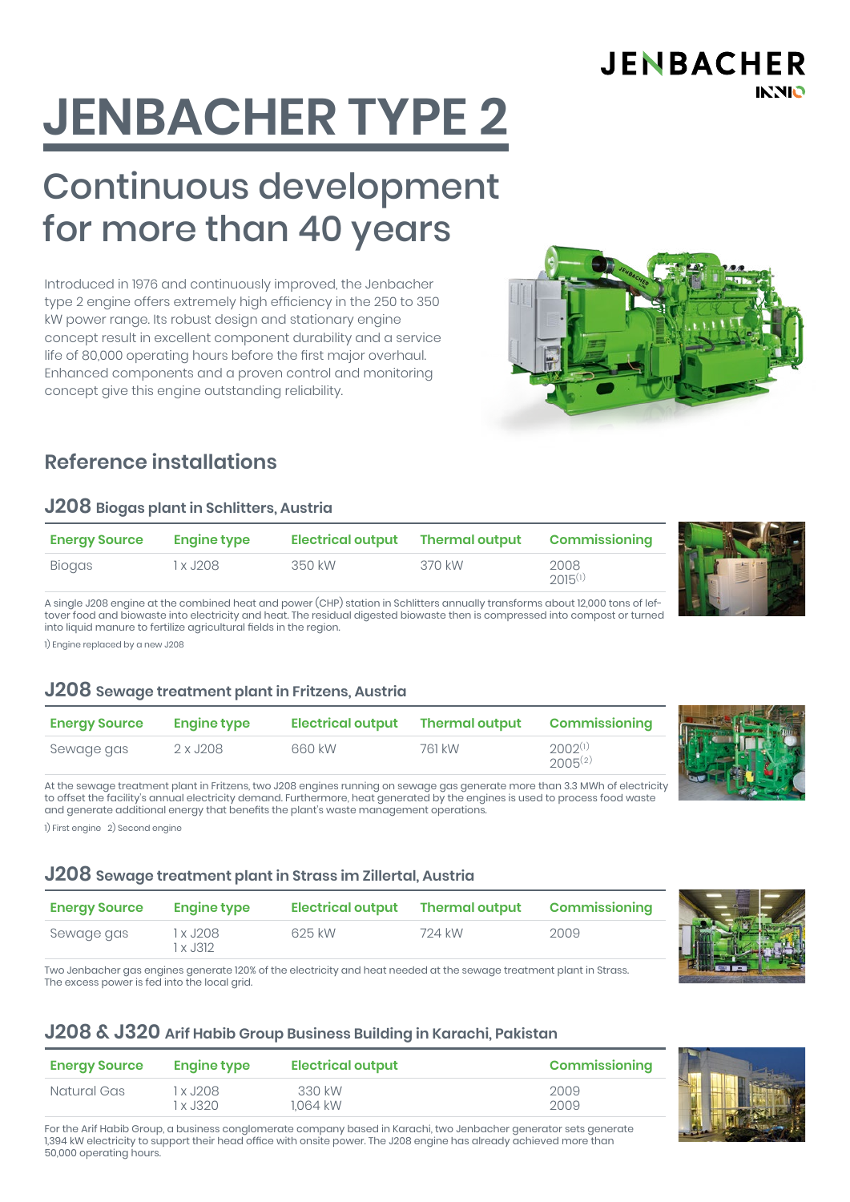# JENBACHER TYPE 2

## Continuous development for more than 40 years

Introduced in 1976 and continuously improved, the Jenbacher type 2 engine offers extremely high efficiency in the 250 to 350 kW power range. Its robust design and stationary engine concept result in excellent component durability and a service life of 80,000 operating hours before the first major overhaul. Enhanced components and a proven control and monitoring concept give this engine outstanding reliability.

## Reference installations

### J208 Biogas plant in Schlitters, Austria

| Energy Source | Engine type | Electrical output | Thermal output | Commissioning |
|---|---|---|---|---|
| Biogas | 1 x J208 | 350 kW | 370 kW | 2008<br>2015[1] |

A single J208 engine at the combined heat and power (CHP) station in Schlitters annually transforms about 12,000 tons of leftover food and biowaste into electricity and heat. The residual digested biowaste then is compressed into compost or turned into liquid manure to fertilize agricultural fields in the region.

1) Engine replaced by a new J208

### J208 Sewage treatment plant in Fritzens, Austria

| Energy Source | Engine type | Electrical output | Thermal output | Commissioning |
|---|---|---|---|---|
| Sewage gas | 2 x J208 | 660 kW | 761 kW | 2002[1]<br>2005[2] |

At the sewage treatment plant in Fritzens, two J208 engines running on sewage gas generate more than 3.3 MWh of electricity to offset the facility's annual electricity demand. Furthermore, heat generated by the engines is used to process food waste and generate additional energy that benefits the plant's waste management operations.

1) First engine 2) Second engine

### J208 Sewage treatment plant in Strass im Zillertal, Austria

| Energy Source | Engine type | Electrical output | Thermal output | Commissioning |
|---|---|---|---|---|
| Sewage gas | 1 x J208<br>1 x J312 | 625 kW | 724 kW | 2009 |

Two Jenbacher gas engines generate 120% of the electricity and heat needed at the sewage treatment plant in Strass. The excess power is fed into the local grid.

### J208 & J320 Arif Habib Group Business Building in Karachi, Pakistan

| Energy Source | Engine type | Electrical output | Commissioning |
|---|---|---|---|
| Natural Gas | 1 x J208<br>1 x J320 | 330 kW<br>1,064 kW | 2009<br>2009 |

For the Arif Habib Group, a business conglomerate company based in Karachi, two Jenbacher generator sets generate 1,394 kW electricity to support their head office with onsite power. The J208 engine has already achieved more than 50,000 operating hours.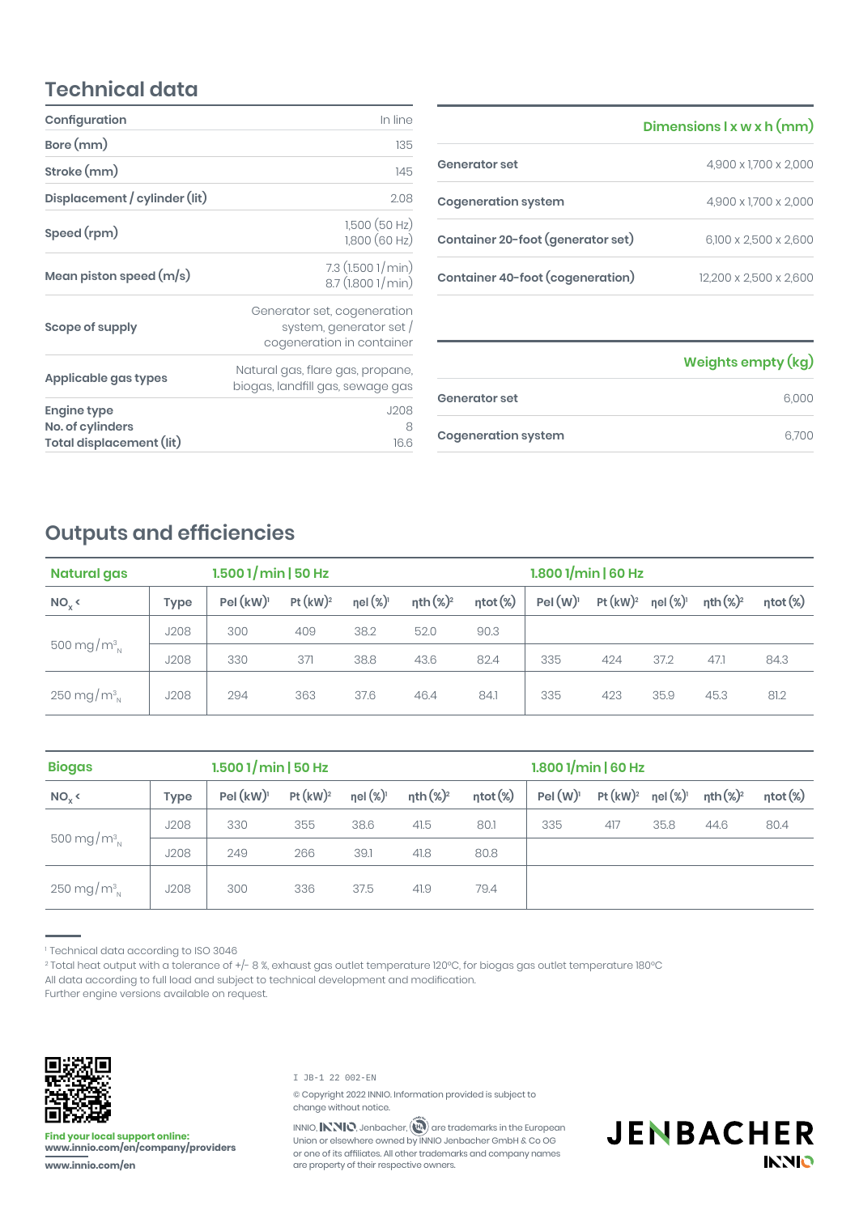## Technical data

| | |
|---|---|
| Configuration | In line |
| Bore (mm) | 135 |
| Stroke (mm) | 145 |
| Displacement / cylinder (lit) | 2.08 |
| Speed (rpm) | 1,500 (50 Hz)<br>1,800 (60 Hz) |
| Mean piston speed (m/s) | 7.3 (1.500 1/min)<br>8.7 (1.800 1/min) |
| Scope of supply | Generator set, cogeneration system, generator set / cogeneration in container |
| Applicable gas types | Natural gas, flare gas, propane, biogas, landfill gas, sewage gas |
| Engine type | J208 |
| No. of cylinders | 8 |
| Total displacement (lit) | 16.6 |

| | Dimensions l x w x h (mm) |
|---|---|
| Generator set | 4,900 x 1,700 x 2,000 |
| Cogeneration system | 4,900 x 1,700 x 2,000 |
| Container 20-foot (generator set) | 6,100 x 2,500 x 2,600 |
| Container 40-foot (cogeneration) | 12,200 x 2,500 x 2,600 |

| | Weights empty (kg) |
|---|---|
| Generator set | 6,000 |
| Cogeneration system | 6,700 |

## Outputs and efficiencies

| Natural gas | | 1.500 1/min \| 50 Hz | | | | | 1.800 1/min \| 60 Hz | | | | |
|---|---|---|---|---|---|---|---|---|---|---|---|
| $NO_x$ < | Type | Pel (kW)[1] | Pt (kW)[2] | ηel (%)[1] | ηth (%)[2] | ηtot (%) | Pel (W)[1] | Pt (kW)[2] | ηel (%)[1] | ηth (%)[2] | ηtot (%) |
| 500 mg/m³N | J208 | 300 | 409 | 38.2 | 52.0 | 90.3 | | | | | |
| | J208 | 330 | 371 | 38.8 | 43.6 | 82.4 | 335 | 424 | 37.2 | 47.1 | 84.3 |
| 250 mg/m³N | J208 | 294 | 363 | 37.6 | 46.4 | 84.1 | 335 | 423 | 35.9 | 45.3 | 81.2 |

| Biogas | | 1.500 1/min \| 50 Hz | | | | | 1.800 1/min \| 60 Hz | | | | |
|---|---|---|---|---|---|---|---|---|---|---|---|
| $NO_x$ < | Type | Pel (kW)[1] | Pt (kW)[2] | ηel (%)[1] | ηth (%)[2] | ηtot (%) | Pel (W)[1] | Pt (kW)[2] | ηel (%)[1] | ηth (%)[2] | ηtot (%) |
| 500 mg/m³N | J208 | 330 | 355 | 38.6 | 41.5 | 80.1 | 335 | 417 | 35.8 | 44.6 | 80.4 |
| | J208 | 249 | 266 | 39.1 | 41.8 | 80.8 | | | | | |
| 250 mg/m³N | J208 | 300 | 336 | 37.5 | 41.9 | 79.4 | | | | | |

[1] Technical data according to ISO 3046
[2] Total heat output with a tolerance of +/- 8 %, exhaust gas outlet temperature 120°C, for biogas gas outlet temperature 180°C
All data according to full load and subject to technical development and modification.
Further engine versions available on request.

**Find your local support online:**
**www.innio.com/en/company/providers**
**www.innio.com/en**

I JB-1 22 002-EN

© Copyright 2022 INNIO. Information provided is subject to change without notice.

INNIO, INNIO, Jenbacher, are trademarks in the European Union or elsewhere owned by INNIO Jenbacher GmbH & Co OG or one of its affiliates. All other trademarks and company names are property of their respective owners.

JENBACHER INNIO